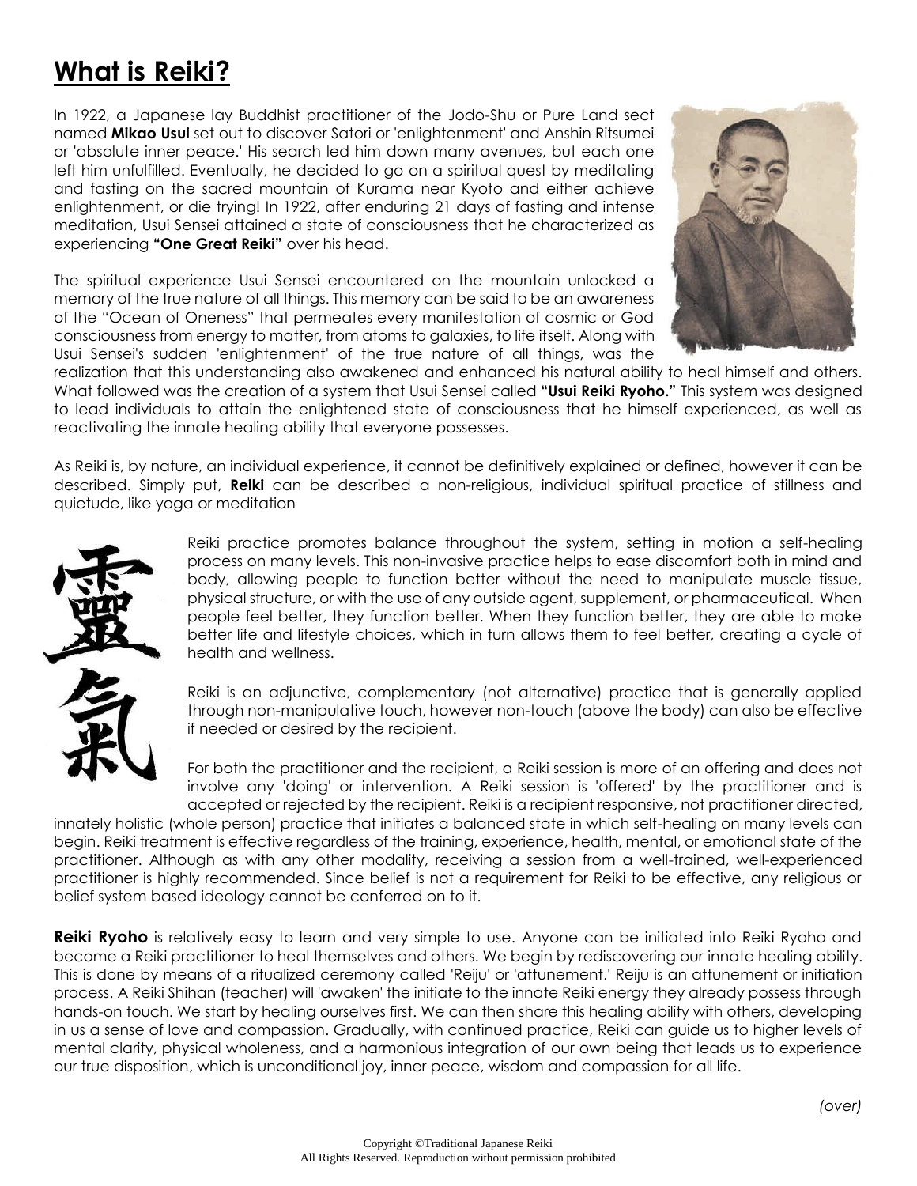# What is Reiki?

In 1922, a Japanese lay Buddhist practitioner of the Jodo-Shu or Pure Land sect named **Mikao Usui** set out to discover Satori or 'enlightenment' and Anshin Ritsumei or 'absolute inner peace.' His search led him down many avenues, but each one left him unfulfilled. Eventually, he decided to go on a spiritual quest by meditating and fasting on the sacred mountain of Kurama near Kyoto and either achieve enlightenment, or die trying! In 1922, after enduring 21 days of fasting and intense meditation, Usui Sensei attained a state of consciousness that he characterized as experiencing **"One Great Reiki"** over his head.

The spiritual experience Usui Sensei encountered on the mountain unlocked a memory of the true nature of all things. This memory can be said to be an awareness of the "Ocean of Oneness" that permeates every manifestation of cosmic or God consciousness from energy to matter, from atoms to galaxies, to life itself. Along with Usui Sensei's sudden 'enlightenment' of the true nature of all things, was the realization that this understanding also awakened and enhanced his natural ability to heal himself and others. What followed was the creation of a system that Usui Sensei called **"Usui Reiki Ryoho."** This system was designed to lead individuals to attain the enlightened state of consciousness that he himself experienced, as well as reactivating the innate healing ability that everyone possesses.

As Reiki is, by nature, an individual experience, it cannot be definitively explained or defined, however it can be described. Simply put, **Reiki** can be described a non-religious, individual spiritual practice of stillness and quietude, like yoga or meditation

Reiki practice promotes balance throughout the system, setting in motion a self-healing process on many levels. This non-invasive practice helps to ease discomfort both in mind and body, allowing people to function better without the need to manipulate muscle tissue, physical structure, or with the use of any outside agent, supplement, or pharmaceutical. When people feel better, they function better. When they function better, they are able to make better life and lifestyle choices, which in turn allows them to feel better, creating a cycle of health and wellness.

Reiki is an adjunctive, complementary (not alternative) practice that is generally applied through non-manipulative touch, however non-touch (above the body) can also be effective if needed or desired by the recipient.

For both the practitioner and the recipient, a Reiki session is more of an offering and does not involve any 'doing' or intervention. A Reiki session is 'offered' by the practitioner and is accepted or rejected by the recipient. Reiki is a recipient responsive, not practitioner directed, innately holistic (whole person) practice that initiates a balanced state in which self-healing on many levels can begin. Reiki treatment is effective regardless of the training, experience, health, mental, or emotional state of the practitioner. Although as with any other modality, receiving a session from a well-trained, well-experienced practitioner is highly recommended. Since belief is not a requirement for Reiki to be effective, any religious or belief system based ideology cannot be conferred on to it.

**Reiki Ryoho** is relatively easy to learn and very simple to use. Anyone can be initiated into Reiki Ryoho and become a Reiki practitioner to heal themselves and others. We begin by rediscovering our innate healing ability. This is done by means of a ritualized ceremony called 'Reiju' or 'attunement.' Reiju is an attunement or initiation process. A Reiki Shihan (teacher) will 'awaken' the initiate to the innate Reiki energy they already possess through hands-on touch. We start by healing ourselves first. We can then share this healing ability with others, developing in us a sense of love and compassion. Gradually, with continued practice, Reiki can guide us to higher levels of mental clarity, physical wholeness, and a harmonious integration of our own being that leads us to experience our true disposition, which is unconditional joy, inner peace, wisdom and compassion for all life.

*(over)*

Copyright ©Traditional Japanese Reiki
All Rights Reserved. Reproduction without permission prohibited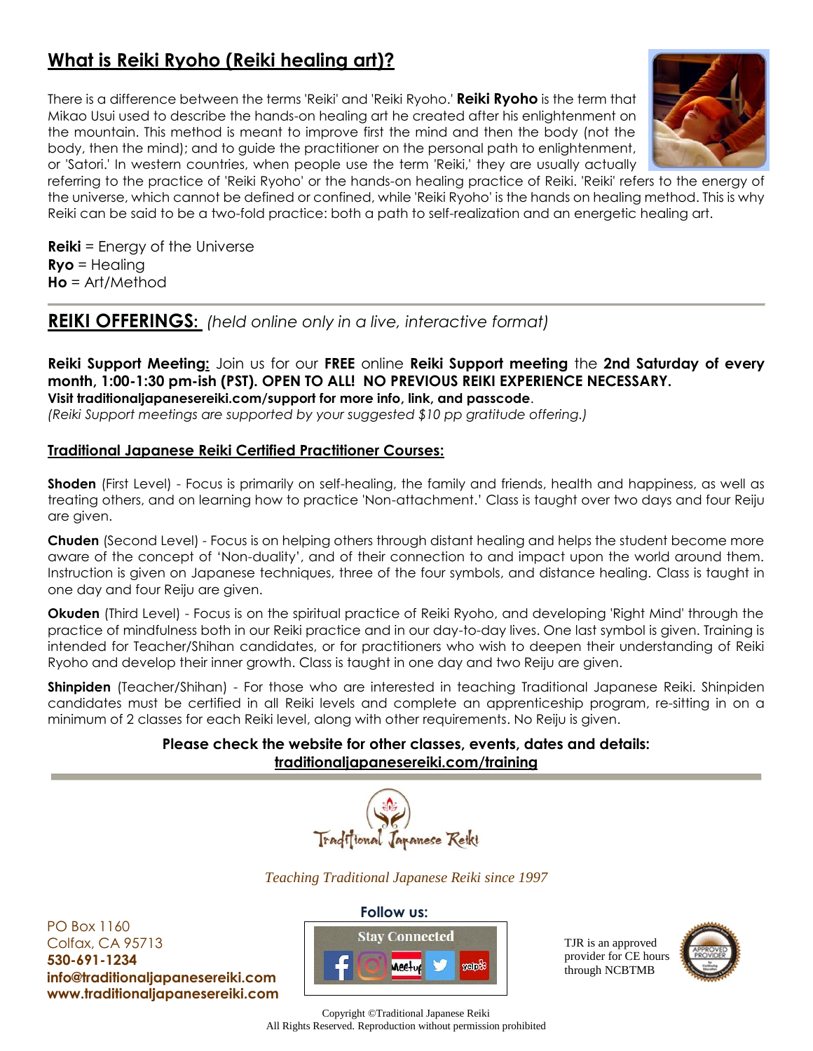## What is Reiki Ryoho (Reiki healing art)?

There is a difference between the terms 'Reiki' and 'Reiki Ryoho.' **Reiki Ryoho** is the term that Mikao Usui used to describe the hands-on healing art he created after his enlightenment on the mountain. This method is meant to improve first the mind and then the body (not the body, then the mind); and to guide the practitioner on the personal path to enlightenment, or 'Satori.' In western countries, when people use the term 'Reiki,' they are usually actually referring to the practice of 'Reiki Ryoho' or the hands-on healing practice of Reiki. 'Reiki' refers to the energy of the universe, which cannot be defined or confined, while 'Reiki Ryoho' is the hands on healing method. This is why Reiki can be said to be a two-fold practice: both a path to self-realization and an energetic healing art.

**Reiki** = Energy of the Universe
**Ryo** = Healing
**Ho** = Art/Method

## REIKI OFFERINGS: *(held online only in a live, interactive format)*

**Reiki Support Meeting:** Join us for our **FREE** online **Reiki Support meeting** the **2nd Saturday of every month, 1:00-1:30 pm-ish (PST). OPEN TO ALL! NO PREVIOUS REIKI EXPERIENCE NECESSARY.**
**Visit traditionaljapanesereiki.com/support for more info, link, and passcode**.
*(Reiki Support meetings are supported by your suggested $10 pp gratitude offering.)*

### Traditional Japanese Reiki Certified Practitioner Courses:

**Shoden** (First Level) - Focus is primarily on self-healing, the family and friends, health and happiness, as well as treating others, and on learning how to practice 'Non-attachment.' Class is taught over two days and four Reiju are given.

**Chuden** (Second Level) - Focus is on helping others through distant healing and helps the student become more aware of the concept of 'Non-duality', and of their connection to and impact upon the world around them. Instruction is given on Japanese techniques, three of the four symbols, and distance healing. Class is taught in one day and four Reiju are given.

**Okuden** (Third Level) - Focus is on the spiritual practice of Reiki Ryoho, and developing 'Right Mind' through the practice of mindfulness both in our Reiki practice and in our day-to-day lives. One last symbol is given. Training is intended for Teacher/Shihan candidates, or for practitioners who wish to deepen their understanding of Reiki Ryoho and develop their inner growth. Class is taught in one day and two Reiju are given.

**Shinpiden** (Teacher/Shihan) - For those who are interested in teaching Traditional Japanese Reiki. Shinpiden candidates must be certified in all Reiki levels and complete an apprenticeship program, re-sitting in on a minimum of 2 classes for each Reiki level, along with other requirements. No Reiju is given.

**Please check the website for other classes, events, dates and details:**
**traditionaljapanesereiki.com/training**

Traditional Japanese Reiki

*Teaching Traditional Japanese Reiki since 1997*

PO Box 1160
Colfax, CA 95713
**530-691-1234**
**info@traditionaljapanesereiki.com**
**www.traditionaljapanesereiki.com**

**Follow us:**
Stay Connected

TJR is an approved provider for CE hours through NCBTMB

Copyright ©Traditional Japanese Reiki
All Rights Reserved. Reproduction without permission prohibited